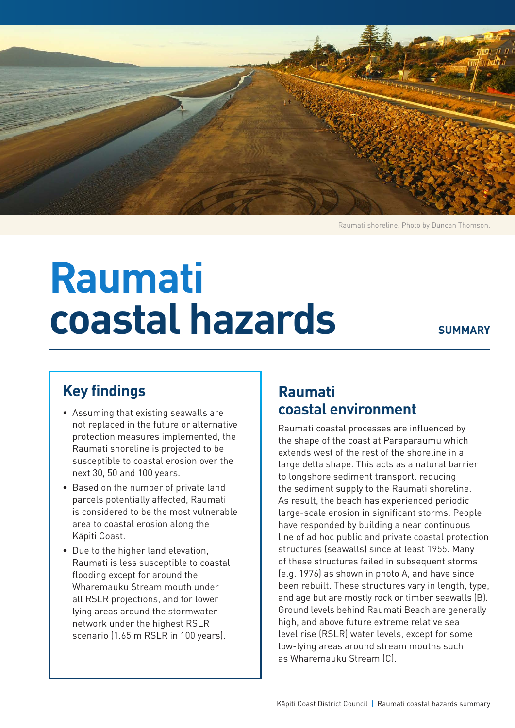Raumati shoreline. Photo by Duncan Thomson.

# Raumati coastal hazards

**SUMMARY**

## Key findings

- Assuming that existing seawalls are not replaced in the future or alternative protection measures implemented, the Raumati shoreline is projected to be susceptible to coastal erosion over the next 30, 50 and 100 years.
- Based on the number of private land parcels potentially affected, Raumati is considered to be the most vulnerable area to coastal erosion along the Kāpiti Coast.
- Due to the higher land elevation, Raumati is less susceptible to coastal flooding except for around the Wharemauku Stream mouth under all RSLR projections, and for lower lying areas around the stormwater network under the highest RSLR scenario (1.65 m RSLR in 100 years).

## Raumati coastal environment

Raumati coastal processes are influenced by the shape of the coast at Paraparaumu which extends west of the rest of the shoreline in a large delta shape. This acts as a natural barrier to longshore sediment transport, reducing the sediment supply to the Raumati shoreline. As result, the beach has experienced periodic large-scale erosion in significant storms. People have responded by building a near continuous line of ad hoc public and private coastal protection structures (seawalls) since at least 1955. Many of these structures failed in subsequent storms (e.g. 1976) as shown in photo A, and have since been rebuilt. These structures vary in length, type, and age but are mostly rock or timber seawalls (B). Ground levels behind Raumati Beach are generally high, and above future extreme relative sea level rise (RSLR) water levels, except for some low-lying areas around stream mouths such as Wharemauku Stream (C).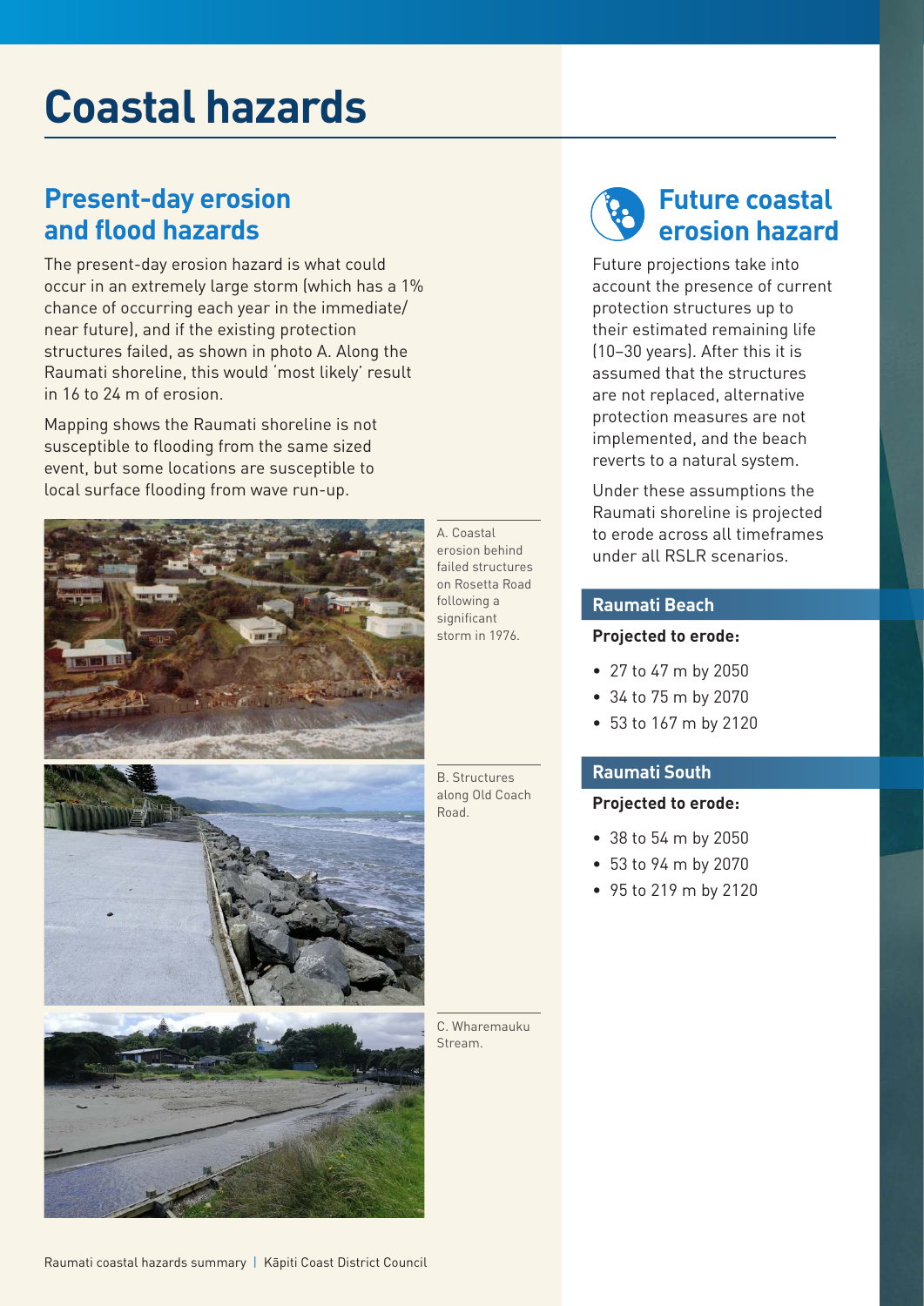# Coastal hazards

## Present-day erosion and flood hazards

The present-day erosion hazard is what could occur in an extremely large storm (which has a 1% chance of occurring each year in the immediate/near future), and if the existing protection structures failed, as shown in photo A. Along the Raumati shoreline, this would 'most likely' result in 16 to 24 m of erosion.

Mapping shows the Raumati shoreline is not susceptible to flooding from the same sized event, but some locations are susceptible to local surface flooding from wave run-up.

A. Coastal erosion behind failed structures on Rosetta Road following a significant storm in 1976.

B. Structures along Old Coach Road.

C. Wharemauku Stream.

## Future coastal erosion hazard

Future projections take into account the presence of current protection structures up to their estimated remaining life (10–30 years). After this it is assumed that the structures are not replaced, alternative protection measures are not implemented, and the beach reverts to a natural system.

Under these assumptions the Raumati shoreline is projected to erode across all timeframes under all RSLR scenarios.

### Raumati Beach

**Projected to erode:**

- 27 to 47 m by 2050
- 34 to 75 m by 2070
- 53 to 167 m by 2120

### Raumati South

**Projected to erode:**

- 38 to 54 m by 2050
- 53 to 94 m by 2070
- 95 to 219 m by 2120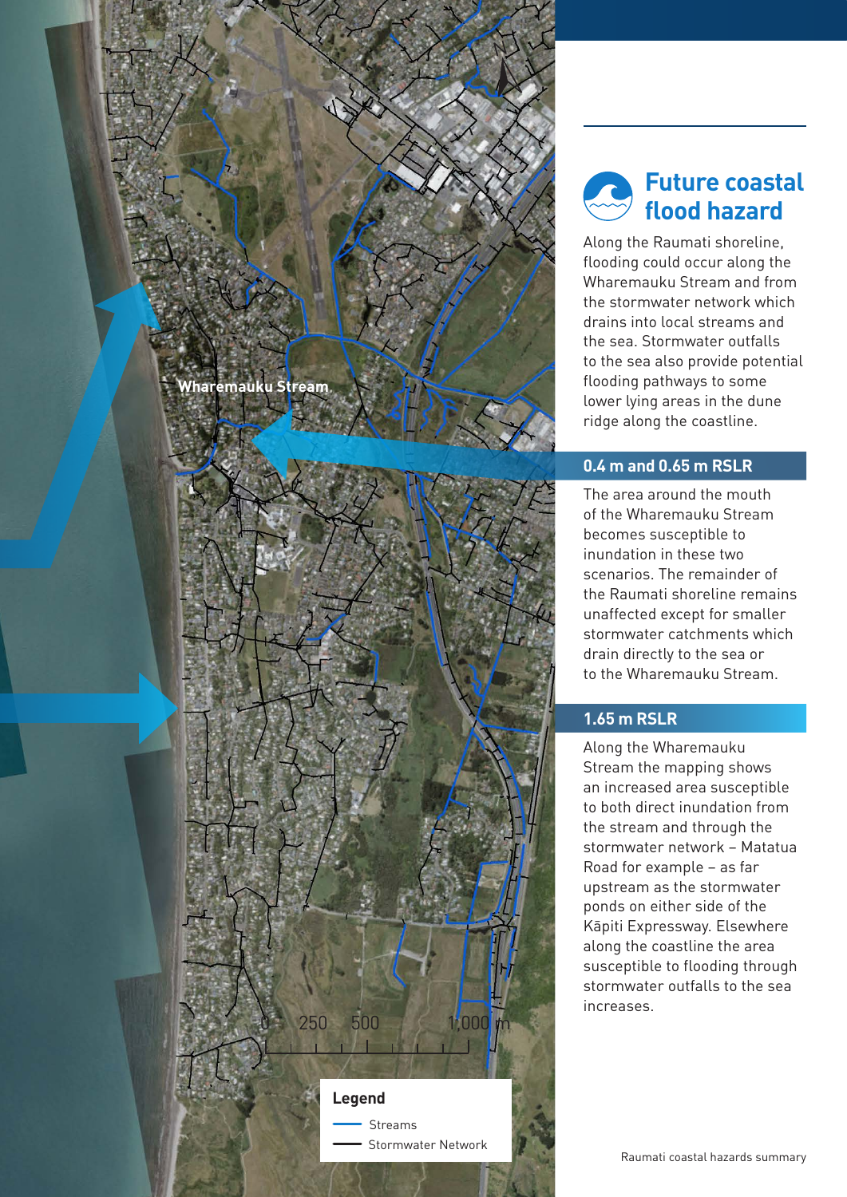## Future coastal flood hazard

Along the Raumati shoreline, flooding could occur along the Wharemauku Stream and from the stormwater network which drains into local streams and the sea. Stormwater outfalls to the sea also provide potential flooding pathways to some lower lying areas in the dune ridge along the coastline.

### 0.4 m and 0.65 m RSLR

The area around the mouth of the Wharemauku Stream becomes susceptible to inundation in these two scenarios. The remainder of the Raumati shoreline remains unaffected except for smaller stormwater catchments which drain directly to the sea or to the Wharemauku Stream.

### 1.65 m RSLR

Along the Wharemauku Stream the mapping shows an increased area susceptible to both direct inundation from the stream and through the stormwater network – Matatua Road for example – as far upstream as the stormwater ponds on either side of the Kāpiti Expressway. Elsewhere along the coastline the area susceptible to flooding through stormwater outfalls to the sea increases.

Wharemauku Stream

0 250 500 1,000 m

**Legend**

- Streams
- Stormwater Network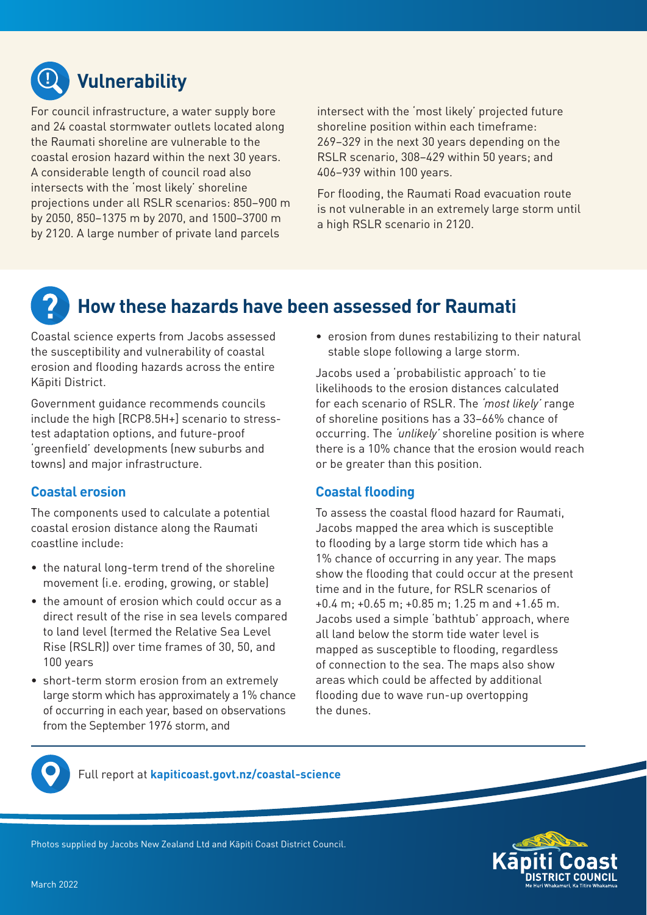## Vulnerability

For council infrastructure, a water supply bore and 24 coastal stormwater outlets located along the Raumati shoreline are vulnerable to the coastal erosion hazard within the next 30 years. A considerable length of council road also intersects with the 'most likely' shoreline projections under all RSLR scenarios: 850–900 m by 2050, 850–1375 m by 2070, and 1500–3700 m by 2120. A large number of private land parcels intersect with the 'most likely' projected future shoreline position within each timeframe: 269–329 in the next 30 years depending on the RSLR scenario, 308–429 within 50 years; and 406–939 within 100 years.

For flooding, the Raumati Road evacuation route is not vulnerable in an extremely large storm until a high RSLR scenario in 2120.

## How these hazards have been assessed for Raumati

Coastal science experts from Jacobs assessed the susceptibility and vulnerability of coastal erosion and flooding hazards across the entire Kāpiti District.

Government guidance recommends councils include the high [RCP8.5H+] scenario to stress-test adaptation options, and future-proof 'greenfield' developments (new suburbs and towns) and major infrastructure.

### Coastal erosion

The components used to calculate a potential coastal erosion distance along the Raumati coastline include:

- the natural long-term trend of the shoreline movement (i.e. eroding, growing, or stable)
- the amount of erosion which could occur as a direct result of the rise in sea levels compared to land level (termed the Relative Sea Level Rise (RSLR)) over time frames of 30, 50, and 100 years
- short-term storm erosion from an extremely large storm which has approximately a 1% chance of occurring in each year, based on observations from the September 1976 storm, and
- erosion from dunes restabilizing to their natural stable slope following a large storm.

Jacobs used a 'probabilistic approach' to tie likelihoods to the erosion distances calculated for each scenario of RSLR. The *'most likely'* range of shoreline positions has a 33–66% chance of occurring. The *'unlikely'* shoreline position is where there is a 10% chance that the erosion would reach or be greater than this position.

### Coastal flooding

To assess the coastal flood hazard for Raumati, Jacobs mapped the area which is susceptible to flooding by a large storm tide which has a 1% chance of occurring in any year. The maps show the flooding that could occur at the present time and in the future, for RSLR scenarios of +0.4 m; +0.65 m; +0.85 m; 1.25 m and +1.65 m. Jacobs used a simple 'bathtub' approach, where all land below the storm tide water level is mapped as susceptible to flooding, regardless of connection to the sea. The maps also show areas which could be affected by additional flooding due to wave run-up overtopping the dunes.

Full report at **kapiticoast.govt.nz/coastal-science**

Photos supplied by Jacobs New Zealand Ltd and Kāpiti Coast District Council.

March 2022

Kāpiti Coast District Council
Me Huri Whakamuri, Ka Titiro Whakamua